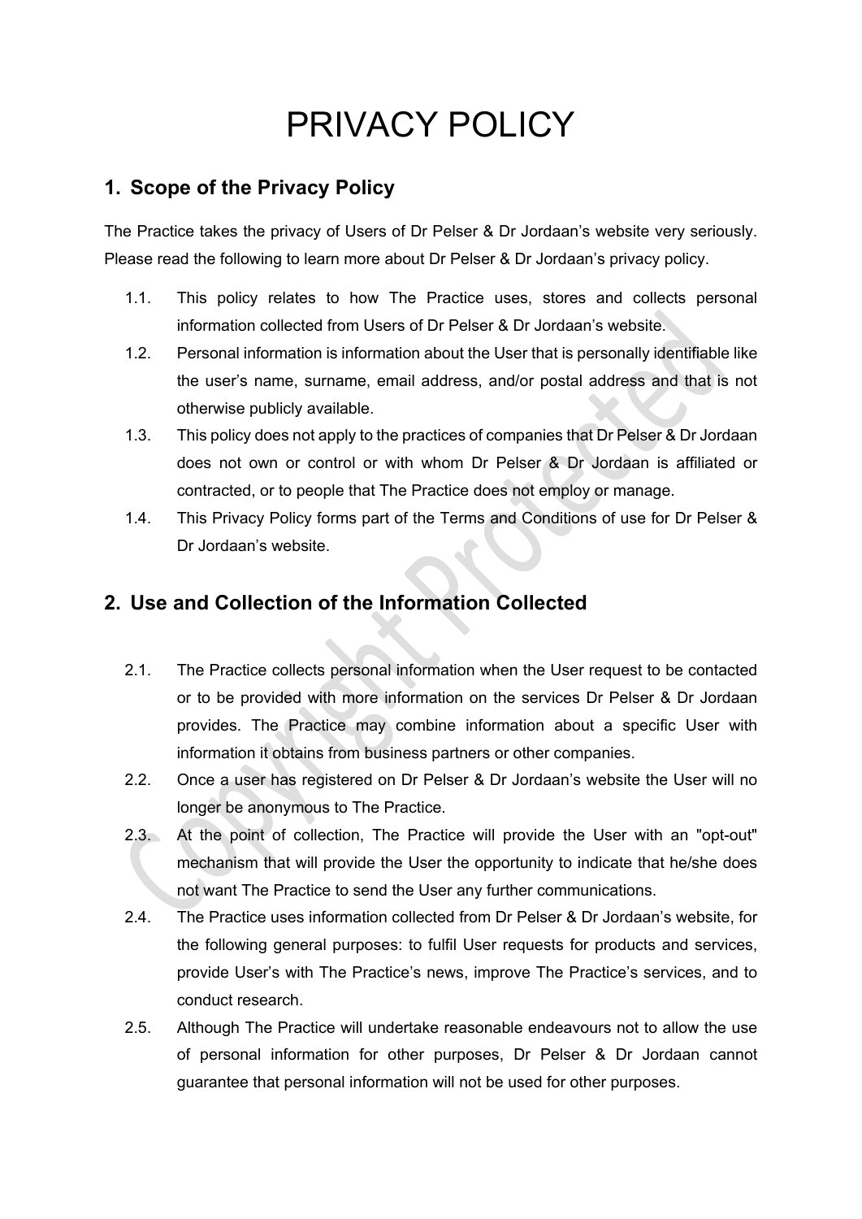# PRIVACY POLICY

## 1. Scope of the Privacy Policy

The Practice takes the privacy of Users of Dr Pelser & Dr Jordaan's website very seriously. Please read the following to learn more about Dr Pelser & Dr Jordaan's privacy policy.

1.1. This policy relates to how The Practice uses, stores and collects personal information collected from Users of Dr Pelser & Dr Jordaan's website.

1.2. Personal information is information about the User that is personally identifiable like the user's name, surname, email address, and/or postal address and that is not otherwise publicly available.

1.3. This policy does not apply to the practices of companies that Dr Pelser & Dr Jordaan does not own or control or with whom Dr Pelser & Dr Jordaan is affiliated or contracted, or to people that The Practice does not employ or manage.

1.4. This Privacy Policy forms part of the Terms and Conditions of use for Dr Pelser & Dr Jordaan's website.

## 2. Use and Collection of the Information Collected

2.1. The Practice collects personal information when the User request to be contacted or to be provided with more information on the services Dr Pelser & Dr Jordaan provides. The Practice may combine information about a specific User with information it obtains from business partners or other companies.

2.2. Once a user has registered on Dr Pelser & Dr Jordaan's website the User will no longer be anonymous to The Practice.

2.3. At the point of collection, The Practice will provide the User with an "opt-out" mechanism that will provide the User the opportunity to indicate that he/she does not want The Practice to send the User any further communications.

2.4. The Practice uses information collected from Dr Pelser & Dr Jordaan's website, for the following general purposes: to fulfil User requests for products and services, provide User's with The Practice's news, improve The Practice's services, and to conduct research.

2.5. Although The Practice will undertake reasonable endeavours not to allow the use of personal information for other purposes, Dr Pelser & Dr Jordaan cannot guarantee that personal information will not be used for other purposes.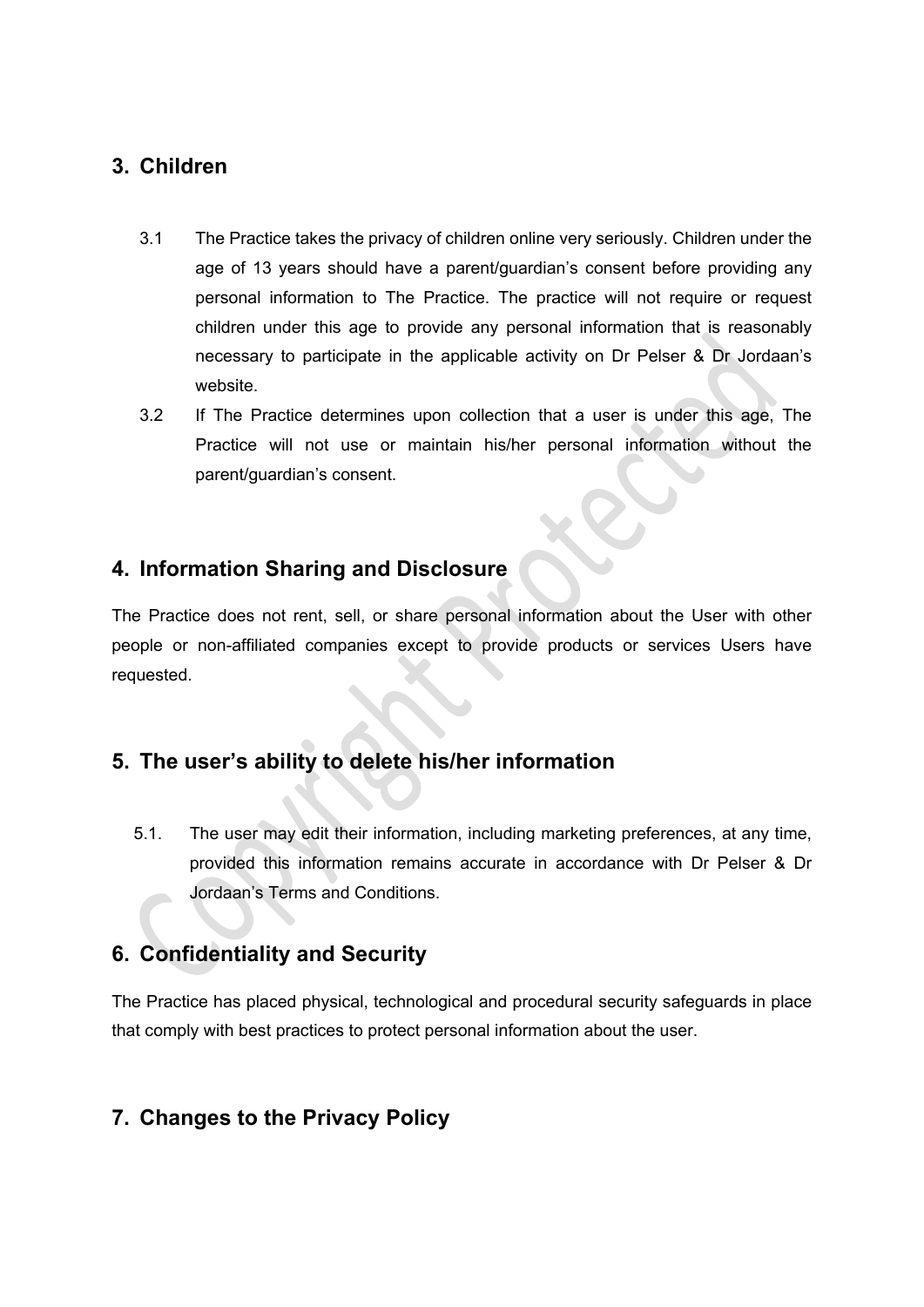## 3. Children

3.1 The Practice takes the privacy of children online very seriously. Children under the age of 13 years should have a parent/guardian's consent before providing any personal information to The Practice. The practice will not require or request children under this age to provide any personal information that is reasonably necessary to participate in the applicable activity on Dr Pelser & Dr Jordaan's website.

3.2 If The Practice determines upon collection that a user is under this age, The Practice will not use or maintain his/her personal information without the parent/guardian's consent.

## 4. Information Sharing and Disclosure

The Practice does not rent, sell, or share personal information about the User with other people or non-affiliated companies except to provide products or services Users have requested.

## 5. The user's ability to delete his/her information

5.1. The user may edit their information, including marketing preferences, at any time, provided this information remains accurate in accordance with Dr Pelser & Dr Jordaan's Terms and Conditions.

## 6. Confidentiality and Security

The Practice has placed physical, technological and procedural security safeguards in place that comply with best practices to protect personal information about the user.

## 7. Changes to the Privacy Policy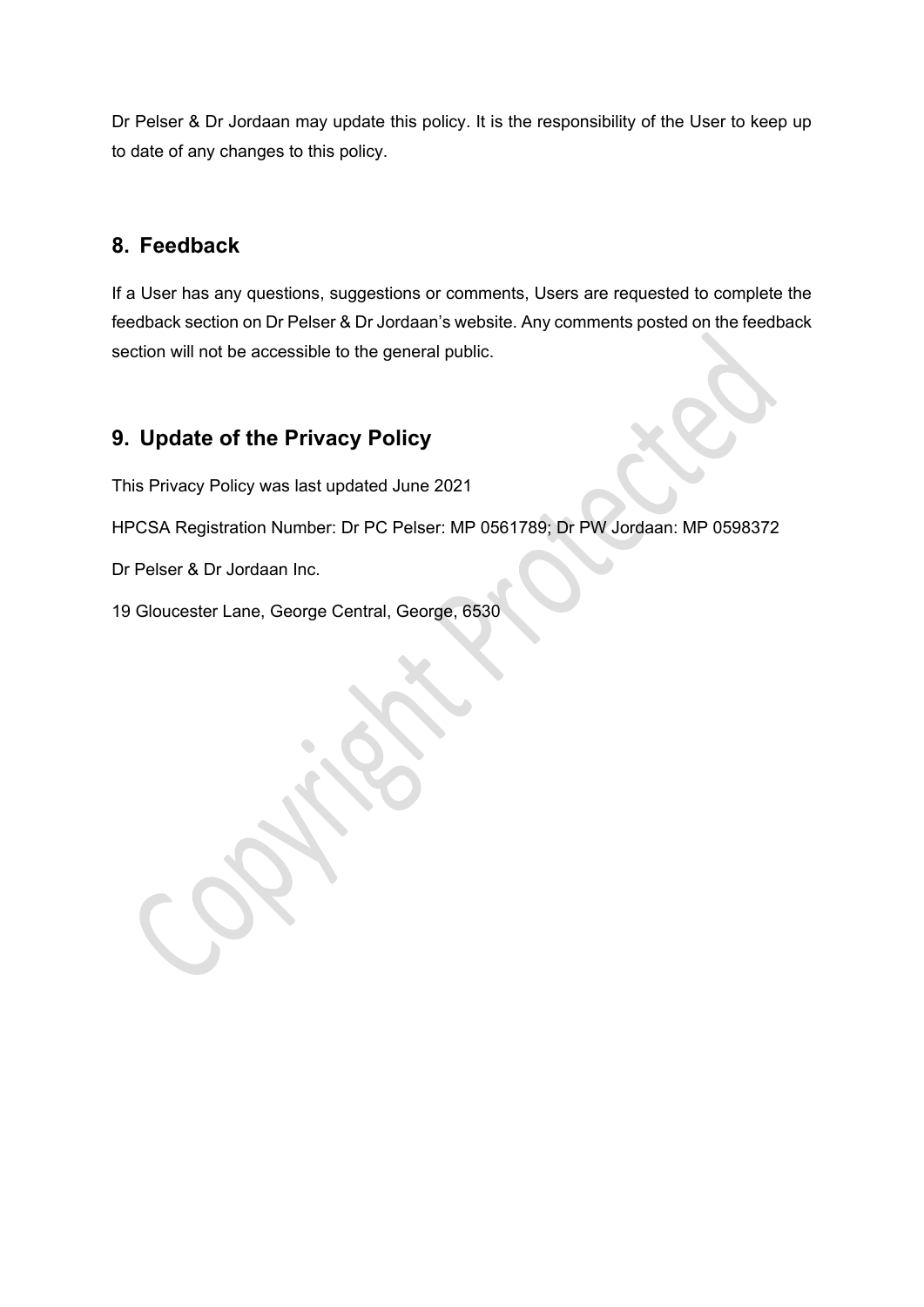Dr Pelser & Dr Jordaan may update this policy. It is the responsibility of the User to keep up to date of any changes to this policy.

## 8. Feedback

If a User has any questions, suggestions or comments, Users are requested to complete the feedback section on Dr Pelser & Dr Jordaan's website. Any comments posted on the feedback section will not be accessible to the general public.

## 9. Update of the Privacy Policy

This Privacy Policy was last updated June 2021

HPCSA Registration Number: Dr PC Pelser: MP 0561789; Dr PW Jordaan: MP 0598372

Dr Pelser & Dr Jordaan Inc.

19 Gloucester Lane, George Central, George, 6530